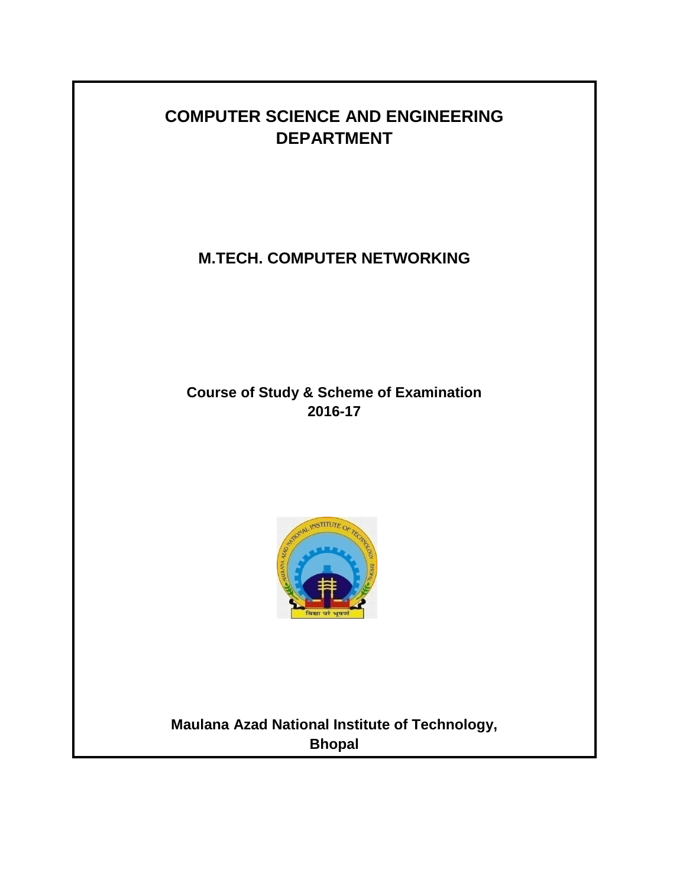# COMPUTER SCIENCE AND ENGINEERING DEPARTMENT

## M.TECH. COMPUTER NETWORKING

**Course of Study & Scheme of Examination**
**2016-17**

**Maulana Azad National Institute of Technology, Bhopal**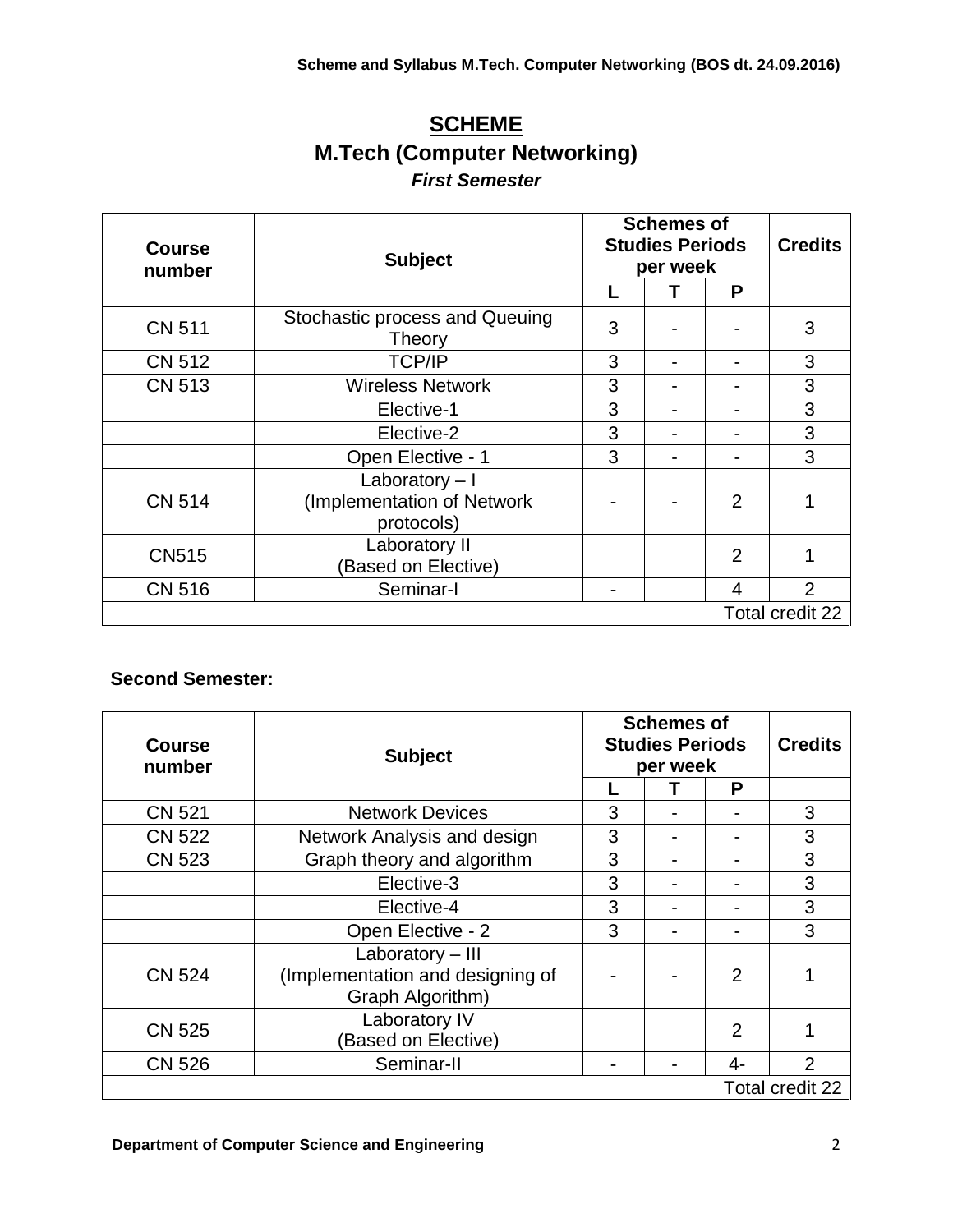# SCHEME

## M.Tech (Computer Networking)

***First Semester***

| Course number | Subject | Schemes of Studies Periods per week | | | Credits |
|---|---|---|---|---|---|
| | | L | T | P | |
| CN 511 | Stochastic process and Queuing Theory | 3 | - | - | 3 |
| CN 512 | TCP/IP | 3 | - | - | 3 |
| CN 513 | Wireless Network | 3 | - | - | 3 |
| | Elective-1 | 3 | - | - | 3 |
| | Elective-2 | 3 | - | - | 3 |
| | Open Elective - 1 | 3 | - | - | 3 |
| CN 514 | Laboratory – I (Implementation of Network protocols) | - | - | 2 | 1 |
| CN515 | Laboratory II (Based on Elective) | | | 2 | 1 |
| CN 516 | Seminar-I | - | | 4 | 2 |
| | | | | | Total credit 22 |

**Second Semester:**

| Course number | Subject | Schemes of Studies Periods per week | | | Credits |
|---|---|---|---|---|---|
| | | L | T | P | |
| CN 521 | Network Devices | 3 | - | - | 3 |
| CN 522 | Network Analysis and design | 3 | - | - | 3 |
| CN 523 | Graph theory and algorithm | 3 | - | - | 3 |
| | Elective-3 | 3 | - | - | 3 |
| | Elective-4 | 3 | - | - | 3 |
| | Open Elective - 2 | 3 | - | - | 3 |
| CN 524 | Laboratory – III (Implementation and designing of Graph Algorithm) | - | - | 2 | 1 |
| CN 525 | Laboratory IV (Based on Elective) | | | 2 | 1 |
| CN 526 | Seminar-II | - | - | 4- | 2 |
| | | | | | Total credit 22 |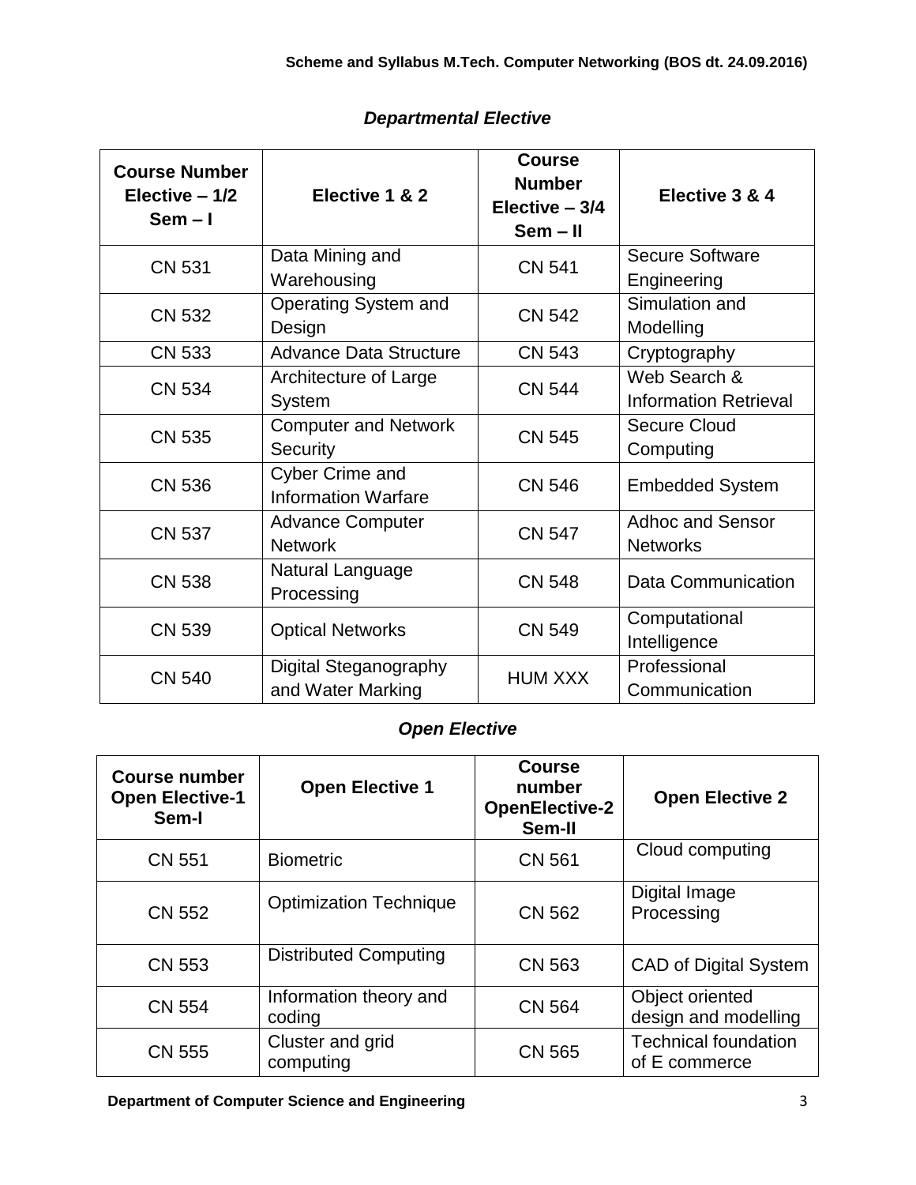## *Departmental Elective*

| Course Number Elective – 1/2 Sem – I | Elective 1 & 2 | Course Number Elective – 3/4 Sem – II | Elective 3 & 4 |
|---|---|---|---|
| CN 531 | Data Mining and Warehousing | CN 541 | Secure Software Engineering |
| CN 532 | Operating System and Design | CN 542 | Simulation and Modelling |
| CN 533 | Advance Data Structure | CN 543 | Cryptography |
| CN 534 | Architecture of Large System | CN 544 | Web Search & Information Retrieval |
| CN 535 | Computer and Network Security | CN 545 | Secure Cloud Computing |
| CN 536 | Cyber Crime and Information Warfare | CN 546 | Embedded System |
| CN 537 | Advance Computer Network | CN 547 | Adhoc and Sensor Networks |
| CN 538 | Natural Language Processing | CN 548 | Data Communication |
| CN 539 | Optical Networks | CN 549 | Computational Intelligence |
| CN 540 | Digital Steganography and Water Marking | HUM XXX | Professional Communication |

## *Open Elective*

| Course number Open Elective-1 Sem-I | Open Elective 1 | Course number OpenElective-2 Sem-II | Open Elective 2 |
|---|---|---|---|
| CN 551 | Biometric | CN 561 | Cloud computing |
| CN 552 | Optimization Technique | CN 562 | Digital Image Processing |
| CN 553 | Distributed Computing | CN 563 | CAD of Digital System |
| CN 554 | Information theory and coding | CN 564 | Object oriented design and modelling |
| CN 555 | Cluster and grid computing | CN 565 | Technical foundation of E commerce |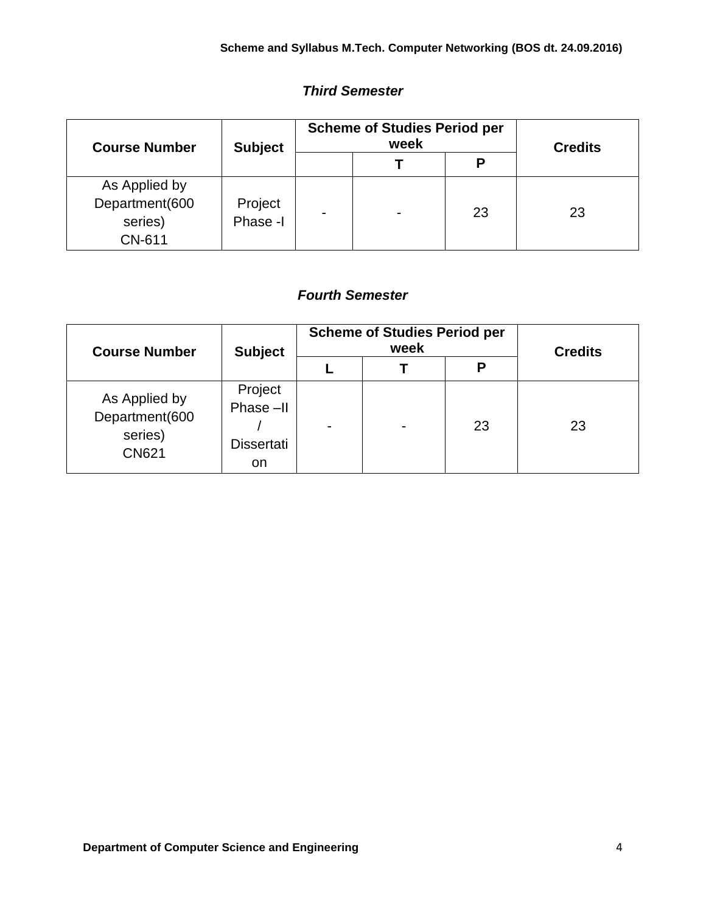### *Third Semester*

| Course Number | Subject | Scheme of Studies Period per week | | | Credits |
|---|---|---|---|---|---|
| | | | T | P | |
| As Applied by Department(600 series) CN-611 | Project Phase -I | - | - | 23 | 23 |

### *Fourth Semester*

| Course Number | Subject | Scheme of Studies Period per week | | | Credits |
|---|---|---|---|---|---|
| | | L | T | P | |
| As Applied by Department(600 series) CN621 | Project Phase –II / Dissertation | - | - | 23 | 23 |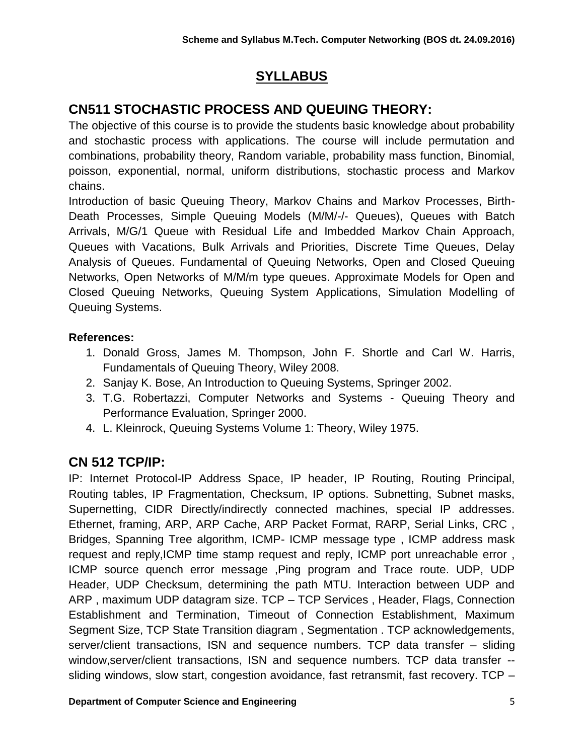# SYLLABUS

## CN511 STOCHASTIC PROCESS AND QUEUING THEORY:

The objective of this course is to provide the students basic knowledge about probability and stochastic process with applications. The course will include permutation and combinations, probability theory, Random variable, probability mass function, Binomial, poisson, exponential, normal, uniform distributions, stochastic process and Markov chains.

Introduction of basic Queuing Theory, Markov Chains and Markov Processes, Birth-Death Processes, Simple Queuing Models (M/M/-/- Queues), Queues with Batch Arrivals, M/G/1 Queue with Residual Life and Imbedded Markov Chain Approach, Queues with Vacations, Bulk Arrivals and Priorities, Discrete Time Queues, Delay Analysis of Queues. Fundamental of Queuing Networks, Open and Closed Queuing Networks, Open Networks of M/M/m type queues. Approximate Models for Open and Closed Queuing Networks, Queuing System Applications, Simulation Modelling of Queuing Systems.

**References:**

1. Donald Gross, James M. Thompson, John F. Shortle and Carl W. Harris, Fundamentals of Queuing Theory, Wiley 2008.
2. Sanjay K. Bose, An Introduction to Queuing Systems, Springer 2002.
3. T.G. Robertazzi, Computer Networks and Systems - Queuing Theory and Performance Evaluation, Springer 2000.
4. L. Kleinrock, Queuing Systems Volume 1: Theory, Wiley 1975.

## CN 512 TCP/IP:

IP: Internet Protocol-IP Address Space, IP header, IP Routing, Routing Principal, Routing tables, IP Fragmentation, Checksum, IP options. Subnetting, Subnet masks, Supernetting, CIDR Directly/indirectly connected machines, special IP addresses. Ethernet, framing, ARP, ARP Cache, ARP Packet Format, RARP, Serial Links, CRC , Bridges, Spanning Tree algorithm, ICMP- ICMP message type , ICMP address mask request and reply,ICMP time stamp request and reply, ICMP port unreachable error , ICMP source quench error message ,Ping program and Trace route. UDP, UDP Header, UDP Checksum, determining the path MTU. Interaction between UDP and ARP , maximum UDP datagram size. TCP – TCP Services , Header, Flags, Connection Establishment and Termination, Timeout of Connection Establishment, Maximum Segment Size, TCP State Transition diagram , Segmentation . TCP acknowledgements, server/client transactions, ISN and sequence numbers. TCP data transfer – sliding window,server/client transactions, ISN and sequence numbers. TCP data transfer -- sliding windows, slow start, congestion avoidance, fast retransmit, fast recovery. TCP –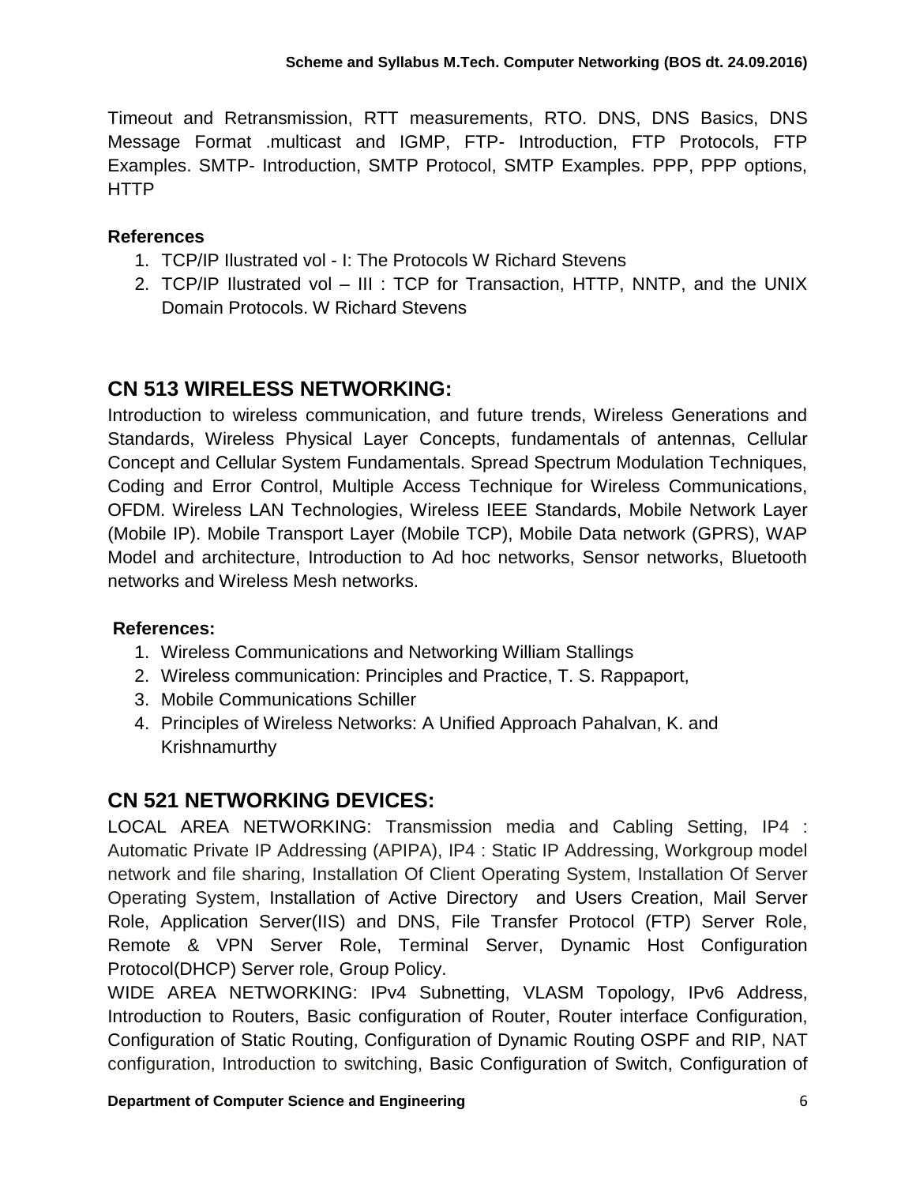Timeout and Retransmission, RTT measurements, RTO. DNS, DNS Basics, DNS Message Format .multicast and IGMP, FTP- Introduction, FTP Protocols, FTP Examples. SMTP- Introduction, SMTP Protocol, SMTP Examples. PPP, PPP options, HTTP

**References**

1. TCP/IP Ilustrated vol - I: The Protocols W Richard Stevens
2. TCP/IP Ilustrated vol – III : TCP for Transaction, HTTP, NNTP, and the UNIX Domain Protocols. W Richard Stevens

## CN 513 WIRELESS NETWORKING:

Introduction to wireless communication, and future trends, Wireless Generations and Standards, Wireless Physical Layer Concepts, fundamentals of antennas, Cellular Concept and Cellular System Fundamentals. Spread Spectrum Modulation Techniques, Coding and Error Control, Multiple Access Technique for Wireless Communications, OFDM. Wireless LAN Technologies, Wireless IEEE Standards, Mobile Network Layer (Mobile IP). Mobile Transport Layer (Mobile TCP), Mobile Data network (GPRS), WAP Model and architecture, Introduction to Ad hoc networks, Sensor networks, Bluetooth networks and Wireless Mesh networks.

**References:**

1. Wireless Communications and Networking William Stallings
2. Wireless communication: Principles and Practice, T. S. Rappaport,
3. Mobile Communications Schiller
4. Principles of Wireless Networks: A Unified Approach Pahalvan, K. and Krishnamurthy

## CN 521 NETWORKING DEVICES:

LOCAL AREA NETWORKING: Transmission media and Cabling Setting, IP4 : Automatic Private IP Addressing (APIPA), IP4 : Static IP Addressing, Workgroup model network and file sharing, Installation Of Client Operating System, Installation Of Server Operating System, Installation of Active Directory and Users Creation, Mail Server Role, Application Server(IIS) and DNS, File Transfer Protocol (FTP) Server Role, Remote & VPN Server Role, Terminal Server, Dynamic Host Configuration Protocol(DHCP) Server role, Group Policy.

WIDE AREA NETWORKING: IPv4 Subnetting, VLASM Topology, IPv6 Address, Introduction to Routers, Basic configuration of Router, Router interface Configuration, Configuration of Static Routing, Configuration of Dynamic Routing OSPF and RIP, NAT configuration, Introduction to switching, Basic Configuration of Switch, Configuration of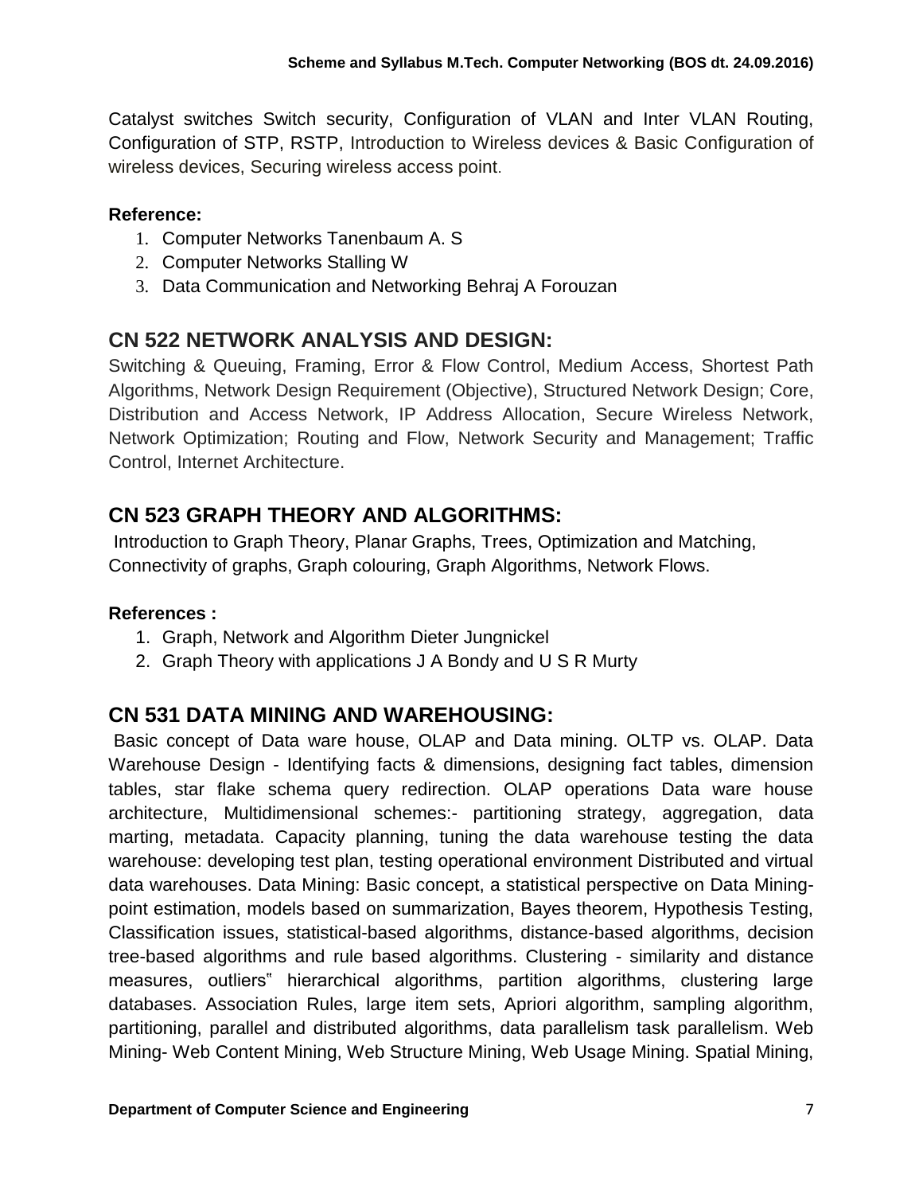Catalyst switches Switch security, Configuration of VLAN and Inter VLAN Routing, Configuration of STP, RSTP, Introduction to Wireless devices & Basic Configuration of wireless devices, Securing wireless access point.

**Reference:**

1. Computer Networks Tanenbaum A. S
2. Computer Networks Stalling W
3. Data Communication and Networking Behraj A Forouzan

## CN 522 NETWORK ANALYSIS AND DESIGN:

Switching & Queuing, Framing, Error & Flow Control, Medium Access, Shortest Path Algorithms, Network Design Requirement (Objective), Structured Network Design; Core, Distribution and Access Network, IP Address Allocation, Secure Wireless Network, Network Optimization; Routing and Flow, Network Security and Management; Traffic Control, Internet Architecture.

## CN 523 GRAPH THEORY AND ALGORITHMS:

Introduction to Graph Theory, Planar Graphs, Trees, Optimization and Matching, Connectivity of graphs, Graph colouring, Graph Algorithms, Network Flows.

**References :**

1. Graph, Network and Algorithm Dieter Jungnickel
2. Graph Theory with applications J A Bondy and U S R Murty

## CN 531 DATA MINING AND WAREHOUSING:

Basic concept of Data ware house, OLAP and Data mining. OLTP vs. OLAP. Data Warehouse Design - Identifying facts & dimensions, designing fact tables, dimension tables, star flake schema query redirection. OLAP operations Data ware house architecture, Multidimensional schemes:- partitioning strategy, aggregation, data marting, metadata. Capacity planning, tuning the data warehouse testing the data warehouse: developing test plan, testing operational environment Distributed and virtual data warehouses. Data Mining: Basic concept, a statistical perspective on Data Mining-point estimation, models based on summarization, Bayes theorem, Hypothesis Testing, Classification issues, statistical-based algorithms, distance-based algorithms, decision tree-based algorithms and rule based algorithms. Clustering - similarity and distance measures, outliers" hierarchical algorithms, partition algorithms, clustering large databases. Association Rules, large item sets, Apriori algorithm, sampling algorithm, partitioning, parallel and distributed algorithms, data parallelism task parallelism. Web Mining- Web Content Mining, Web Structure Mining, Web Usage Mining. Spatial Mining,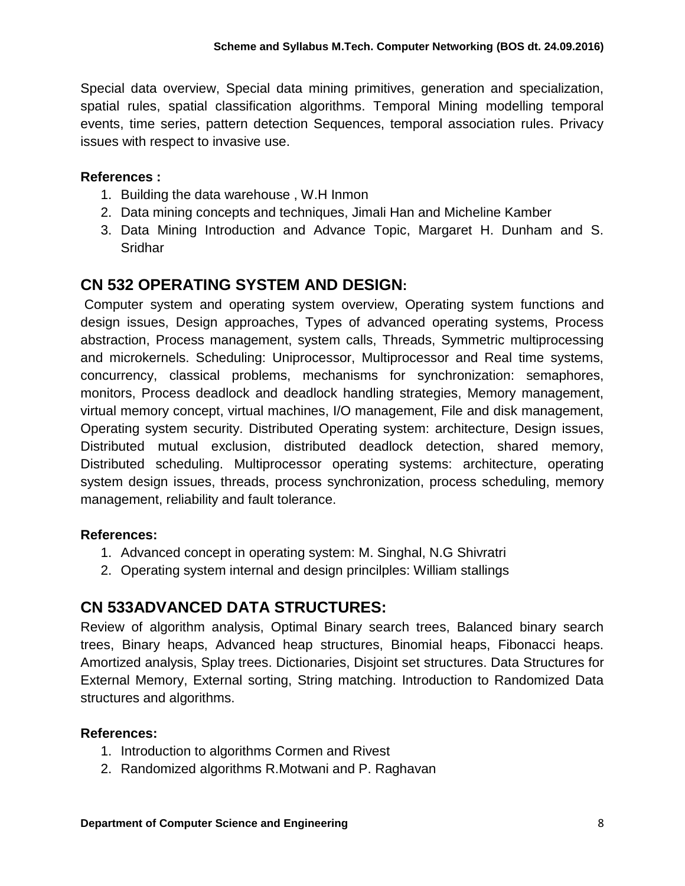Special data overview, Special data mining primitives, generation and specialization, spatial rules, spatial classification algorithms. Temporal Mining modelling temporal events, time series, pattern detection Sequences, temporal association rules. Privacy issues with respect to invasive use.

**References :**

1. Building the data warehouse , W.H Inmon
2. Data mining concepts and techniques, Jimali Han and Micheline Kamber
3. Data Mining Introduction and Advance Topic, Margaret H. Dunham and S. Sridhar

## CN 532 OPERATING SYSTEM AND DESIGN:

Computer system and operating system overview, Operating system functions and design issues, Design approaches, Types of advanced operating systems, Process abstraction, Process management, system calls, Threads, Symmetric multiprocessing and microkernels. Scheduling: Uniprocessor, Multiprocessor and Real time systems, concurrency, classical problems, mechanisms for synchronization: semaphores, monitors, Process deadlock and deadlock handling strategies, Memory management, virtual memory concept, virtual machines, I/O management, File and disk management, Operating system security. Distributed Operating system: architecture, Design issues, Distributed mutual exclusion, distributed deadlock detection, shared memory, Distributed scheduling. Multiprocessor operating systems: architecture, operating system design issues, threads, process synchronization, process scheduling, memory management, reliability and fault tolerance.

**References:**

1. Advanced concept in operating system: M. Singhal, N.G Shivratri
2. Operating system internal and design princilples: William stallings

## CN 533ADVANCED DATA STRUCTURES:

Review of algorithm analysis, Optimal Binary search trees, Balanced binary search trees, Binary heaps, Advanced heap structures, Binomial heaps, Fibonacci heaps. Amortized analysis, Splay trees. Dictionaries, Disjoint set structures. Data Structures for External Memory, External sorting, String matching. Introduction to Randomized Data structures and algorithms.

**References:**

1. Introduction to algorithms Cormen and Rivest
2. Randomized algorithms R.Motwani and P. Raghavan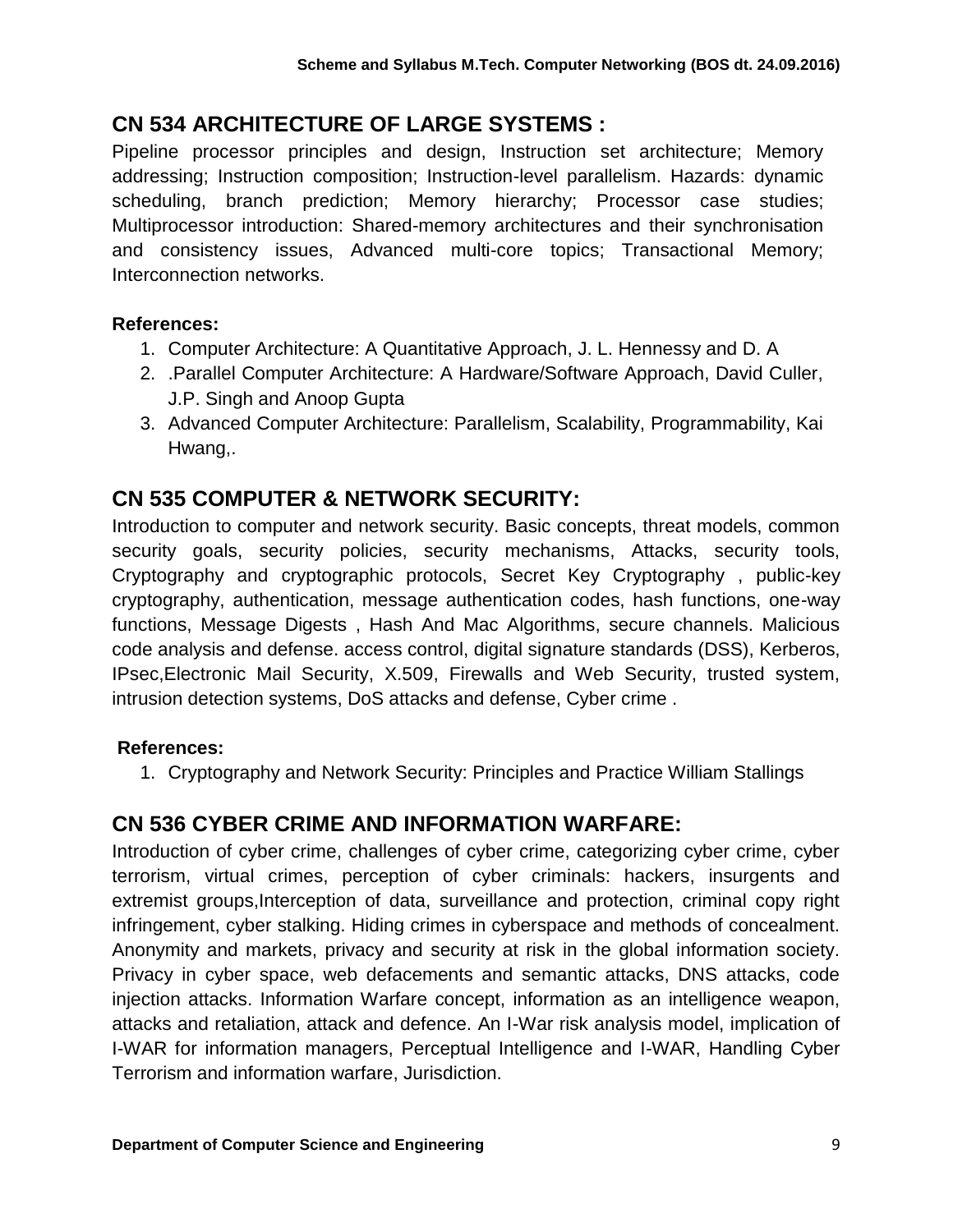## CN 534 ARCHITECTURE OF LARGE SYSTEMS :

Pipeline processor principles and design, Instruction set architecture; Memory addressing; Instruction composition; Instruction-level parallelism. Hazards: dynamic scheduling, branch prediction; Memory hierarchy; Processor case studies; Multiprocessor introduction: Shared-memory architectures and their synchronisation and consistency issues, Advanced multi-core topics; Transactional Memory; Interconnection networks.

**References:**

1. Computer Architecture: A Quantitative Approach, J. L. Hennessy and D. A
2. .Parallel Computer Architecture: A Hardware/Software Approach, David Culler, J.P. Singh and Anoop Gupta
3. Advanced Computer Architecture: Parallelism, Scalability, Programmability, Kai Hwang,.

## CN 535 COMPUTER & NETWORK SECURITY:

Introduction to computer and network security. Basic concepts, threat models, common security goals, security policies, security mechanisms, Attacks, security tools, Cryptography and cryptographic protocols, Secret Key Cryptography , public-key cryptography, authentication, message authentication codes, hash functions, one-way functions, Message Digests , Hash And Mac Algorithms, secure channels. Malicious code analysis and defense. access control, digital signature standards (DSS), Kerberos, IPsec,Electronic Mail Security, X.509, Firewalls and Web Security, trusted system, intrusion detection systems, DoS attacks and defense, Cyber crime .

**References:**

1. Cryptography and Network Security: Principles and Practice William Stallings

## CN 536 CYBER CRIME AND INFORMATION WARFARE:

Introduction of cyber crime, challenges of cyber crime, categorizing cyber crime, cyber terrorism, virtual crimes, perception of cyber criminals: hackers, insurgents and extremist groups,Interception of data, surveillance and protection, criminal copy right infringement, cyber stalking. Hiding crimes in cyberspace and methods of concealment. Anonymity and markets, privacy and security at risk in the global information society. Privacy in cyber space, web defacements and semantic attacks, DNS attacks, code injection attacks. Information Warfare concept, information as an intelligence weapon, attacks and retaliation, attack and defence. An I-War risk analysis model, implication of I-WAR for information managers, Perceptual Intelligence and I-WAR, Handling Cyber Terrorism and information warfare, Jurisdiction.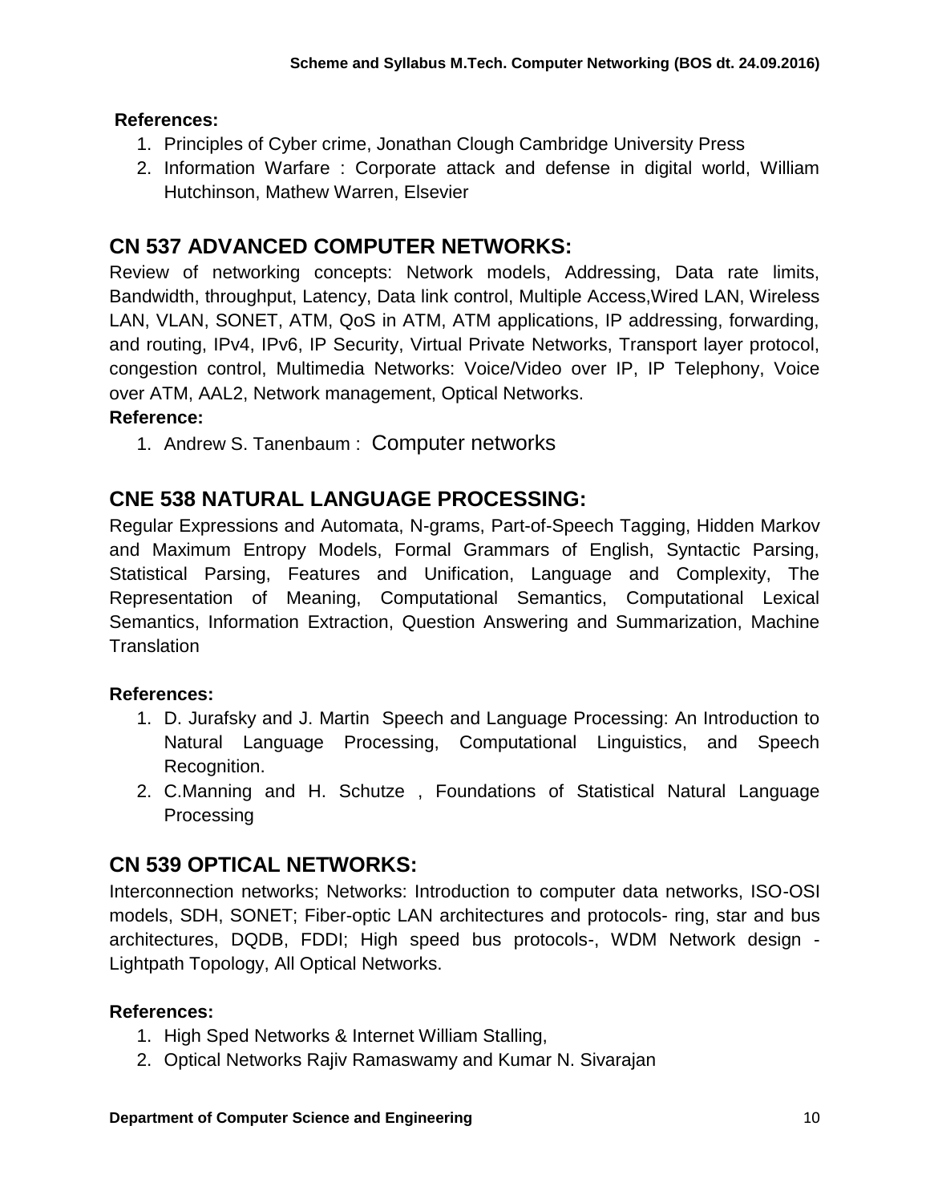**References:**

1. Principles of Cyber crime, Jonathan Clough Cambridge University Press
2. Information Warfare : Corporate attack and defense in digital world, William Hutchinson, Mathew Warren, Elsevier

## CN 537 ADVANCED COMPUTER NETWORKS:

Review of networking concepts: Network models, Addressing, Data rate limits, Bandwidth, throughput, Latency, Data link control, Multiple Access,Wired LAN, Wireless LAN, VLAN, SONET, ATM, QoS in ATM, ATM applications, IP addressing, forwarding, and routing, IPv4, IPv6, IP Security, Virtual Private Networks, Transport layer protocol, congestion control, Multimedia Networks: Voice/Video over IP, IP Telephony, Voice over ATM, AAL2, Network management, Optical Networks.

**Reference:**

1. Andrew S. Tanenbaum : Computer networks

## CNE 538 NATURAL LANGUAGE PROCESSING:

Regular Expressions and Automata, N-grams, Part-of-Speech Tagging, Hidden Markov and Maximum Entropy Models, Formal Grammars of English, Syntactic Parsing, Statistical Parsing, Features and Unification, Language and Complexity, The Representation of Meaning, Computational Semantics, Computational Lexical Semantics, Information Extraction, Question Answering and Summarization, Machine Translation

**References:**

1. D. Jurafsky and J. Martin Speech and Language Processing: An Introduction to Natural Language Processing, Computational Linguistics, and Speech Recognition.
2. C.Manning and H. Schutze , Foundations of Statistical Natural Language Processing

## CN 539 OPTICAL NETWORKS:

Interconnection networks; Networks: Introduction to computer data networks, ISO-OSI models, SDH, SONET; Fiber-optic LAN architectures and protocols- ring, star and bus architectures, DQDB, FDDI; High speed bus protocols-, WDM Network design - Lightpath Topology, All Optical Networks.

**References:**

1. High Sped Networks & Internet William Stalling,
2. Optical Networks Rajiv Ramaswamy and Kumar N. Sivarajan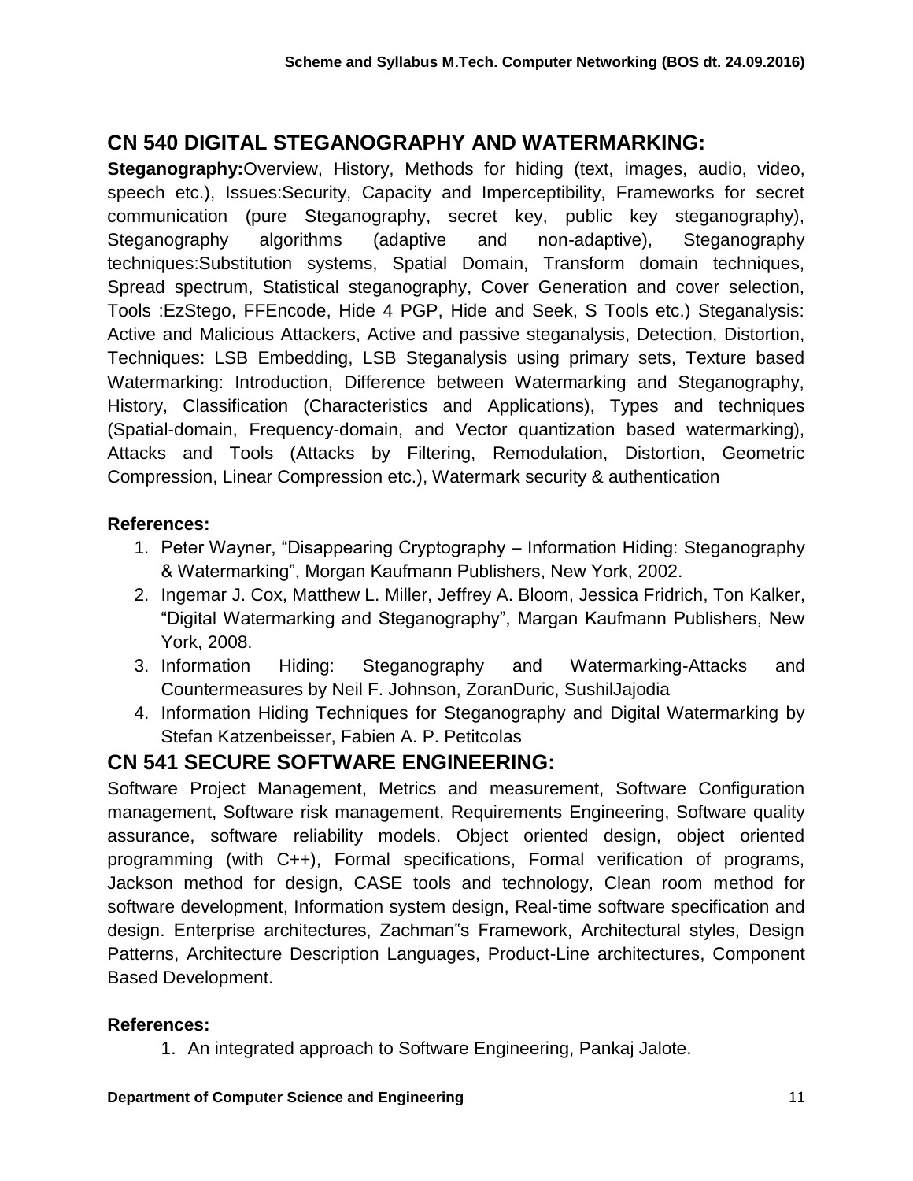## CN 540 DIGITAL STEGANOGRAPHY AND WATERMARKING:

**Steganography:**Overview, History, Methods for hiding (text, images, audio, video, speech etc.), Issues:Security, Capacity and Imperceptibility, Frameworks for secret communication (pure Steganography, secret key, public key steganography), Steganography algorithms (adaptive and non-adaptive), Steganography techniques:Substitution systems, Spatial Domain, Transform domain techniques, Spread spectrum, Statistical steganography, Cover Generation and cover selection, Tools :EzStego, FFEncode, Hide 4 PGP, Hide and Seek, S Tools etc.) Steganalysis: Active and Malicious Attackers, Active and passive steganalysis, Detection, Distortion, Techniques: LSB Embedding, LSB Steganalysis using primary sets, Texture based Watermarking: Introduction, Difference between Watermarking and Steganography, History, Classification (Characteristics and Applications), Types and techniques (Spatial-domain, Frequency-domain, and Vector quantization based watermarking), Attacks and Tools (Attacks by Filtering, Remodulation, Distortion, Geometric Compression, Linear Compression etc.), Watermark security & authentication

**References:**

1. Peter Wayner, "Disappearing Cryptography – Information Hiding: Steganography & Watermarking", Morgan Kaufmann Publishers, New York, 2002.
2. Ingemar J. Cox, Matthew L. Miller, Jeffrey A. Bloom, Jessica Fridrich, Ton Kalker, "Digital Watermarking and Steganography", Margan Kaufmann Publishers, New York, 2008.
3. Information Hiding: Steganography and Watermarking-Attacks and Countermeasures by Neil F. Johnson, ZoranDuric, SushilJajodia
4. Information Hiding Techniques for Steganography and Digital Watermarking by Stefan Katzenbeisser, Fabien A. P. Petitcolas

## CN 541 SECURE SOFTWARE ENGINEERING:

Software Project Management, Metrics and measurement, Software Configuration management, Software risk management, Requirements Engineering, Software quality assurance, software reliability models. Object oriented design, object oriented programming (with C++), Formal specifications, Formal verification of programs, Jackson method for design, CASE tools and technology, Clean room method for software development, Information system design, Real-time software specification and design. Enterprise architectures, Zachman"s Framework, Architectural styles, Design Patterns, Architecture Description Languages, Product-Line architectures, Component Based Development.

**References:**

1. An integrated approach to Software Engineering, Pankaj Jalote.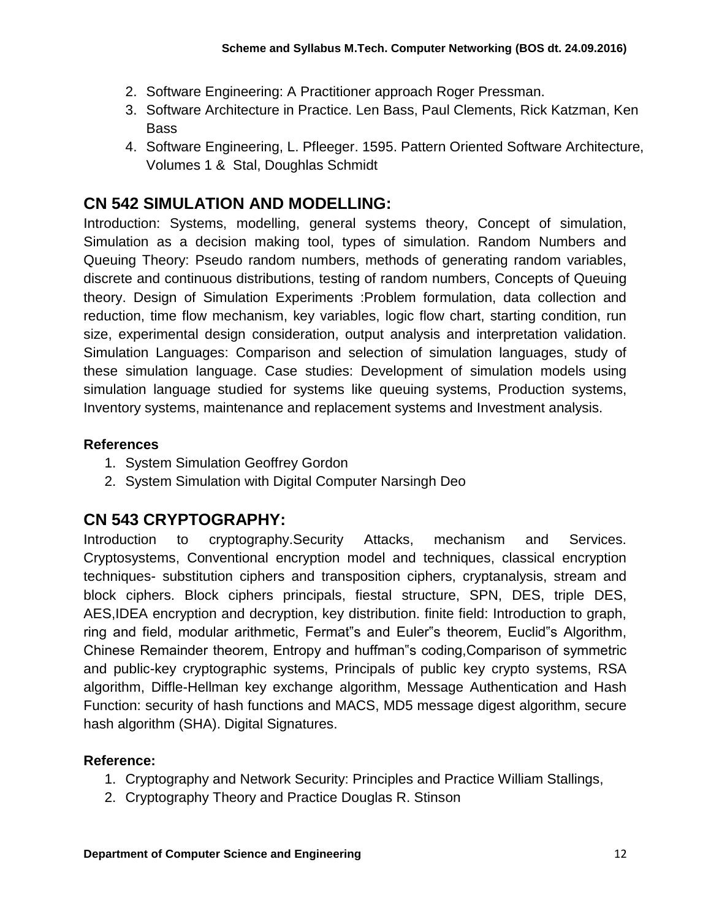2. Software Engineering: A Practitioner approach Roger Pressman.
3. Software Architecture in Practice. Len Bass, Paul Clements, Rick Katzman, Ken Bass
4. Software Engineering, L. Pfleeger. 1595. Pattern Oriented Software Architecture, Volumes 1 & Stal, Doughlas Schmidt

## CN 542 SIMULATION AND MODELLING:

Introduction: Systems, modelling, general systems theory, Concept of simulation, Simulation as a decision making tool, types of simulation. Random Numbers and Queuing Theory: Pseudo random numbers, methods of generating random variables, discrete and continuous distributions, testing of random numbers, Concepts of Queuing theory. Design of Simulation Experiments :Problem formulation, data collection and reduction, time flow mechanism, key variables, logic flow chart, starting condition, run size, experimental design consideration, output analysis and interpretation validation. Simulation Languages: Comparison and selection of simulation languages, study of these simulation language. Case studies: Development of simulation models using simulation language studied for systems like queuing systems, Production systems, Inventory systems, maintenance and replacement systems and Investment analysis.

**References**

1. System Simulation Geoffrey Gordon
2. System Simulation with Digital Computer Narsingh Deo

## CN 543 CRYPTOGRAPHY:

Introduction to cryptography.Security Attacks, mechanism and Services. Cryptosystems, Conventional encryption model and techniques, classical encryption techniques- substitution ciphers and transposition ciphers, cryptanalysis, stream and block ciphers. Block ciphers principals, fiestal structure, SPN, DES, triple DES, AES,IDEA encryption and decryption, key distribution. finite field: Introduction to graph, ring and field, modular arithmetic, Fermat‟s and Euler‟s theorem, Euclid‟s Algorithm, Chinese Remainder theorem, Entropy and huffman‟s coding,Comparison of symmetric and public-key cryptographic systems, Principals of public key crypto systems, RSA algorithm, Diffle-Hellman key exchange algorithm, Message Authentication and Hash Function: security of hash functions and MACS, MD5 message digest algorithm, secure hash algorithm (SHA). Digital Signatures.

**Reference:**

1. Cryptography and Network Security: Principles and Practice William Stallings,
2. Cryptography Theory and Practice Douglas R. Stinson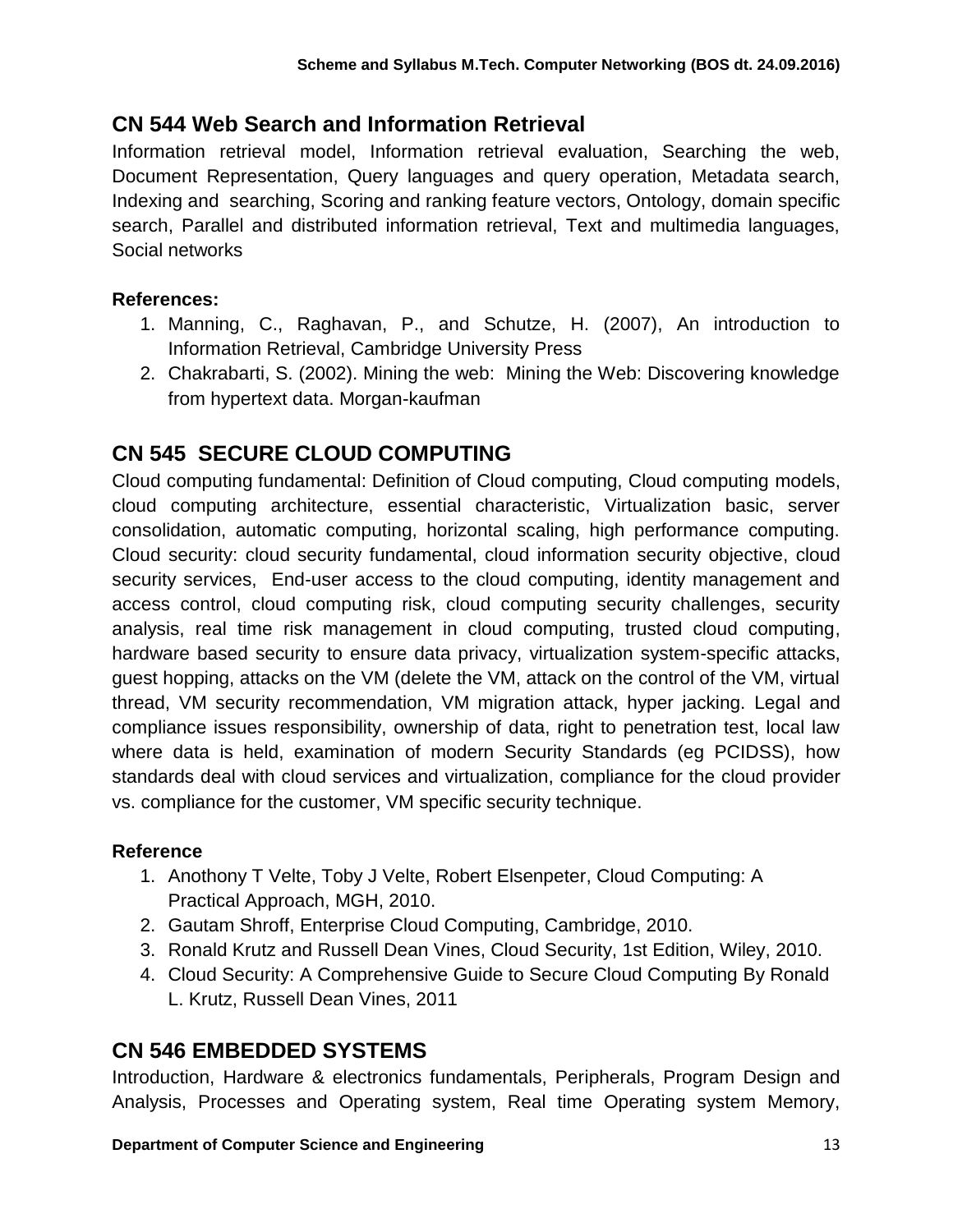## CN 544 Web Search and Information Retrieval

Information retrieval model, Information retrieval evaluation, Searching the web, Document Representation, Query languages and query operation, Metadata search, Indexing and searching, Scoring and ranking feature vectors, Ontology, domain specific search, Parallel and distributed information retrieval, Text and multimedia languages, Social networks

**References:**

1. Manning, C., Raghavan, P., and Schutze, H. (2007), An introduction to Information Retrieval, Cambridge University Press
2. Chakrabarti, S. (2002). Mining the web: Mining the Web: Discovering knowledge from hypertext data. Morgan-kaufman

## CN 545 SECURE CLOUD COMPUTING

Cloud computing fundamental: Definition of Cloud computing, Cloud computing models, cloud computing architecture, essential characteristic, Virtualization basic, server consolidation, automatic computing, horizontal scaling, high performance computing. Cloud security: cloud security fundamental, cloud information security objective, cloud security services, End-user access to the cloud computing, identity management and access control, cloud computing risk, cloud computing security challenges, security analysis, real time risk management in cloud computing, trusted cloud computing, hardware based security to ensure data privacy, virtualization system-specific attacks, guest hopping, attacks on the VM (delete the VM, attack on the control of the VM, virtual thread, VM security recommendation, VM migration attack, hyper jacking. Legal and compliance issues responsibility, ownership of data, right to penetration test, local law where data is held, examination of modern Security Standards (eg PCIDSS), how standards deal with cloud services and virtualization, compliance for the cloud provider vs. compliance for the customer, VM specific security technique.

**Reference**

1. Anothony T Velte, Toby J Velte, Robert Elsenpeter, Cloud Computing: A Practical Approach, MGH, 2010.
2. Gautam Shroff, Enterprise Cloud Computing, Cambridge, 2010.
3. Ronald Krutz and Russell Dean Vines, Cloud Security, 1st Edition, Wiley, 2010.
4. Cloud Security: A Comprehensive Guide to Secure Cloud Computing By Ronald L. Krutz, Russell Dean Vines, 2011

## CN 546 EMBEDDED SYSTEMS

Introduction, Hardware & electronics fundamentals, Peripherals, Program Design and Analysis, Processes and Operating system, Real time Operating system Memory,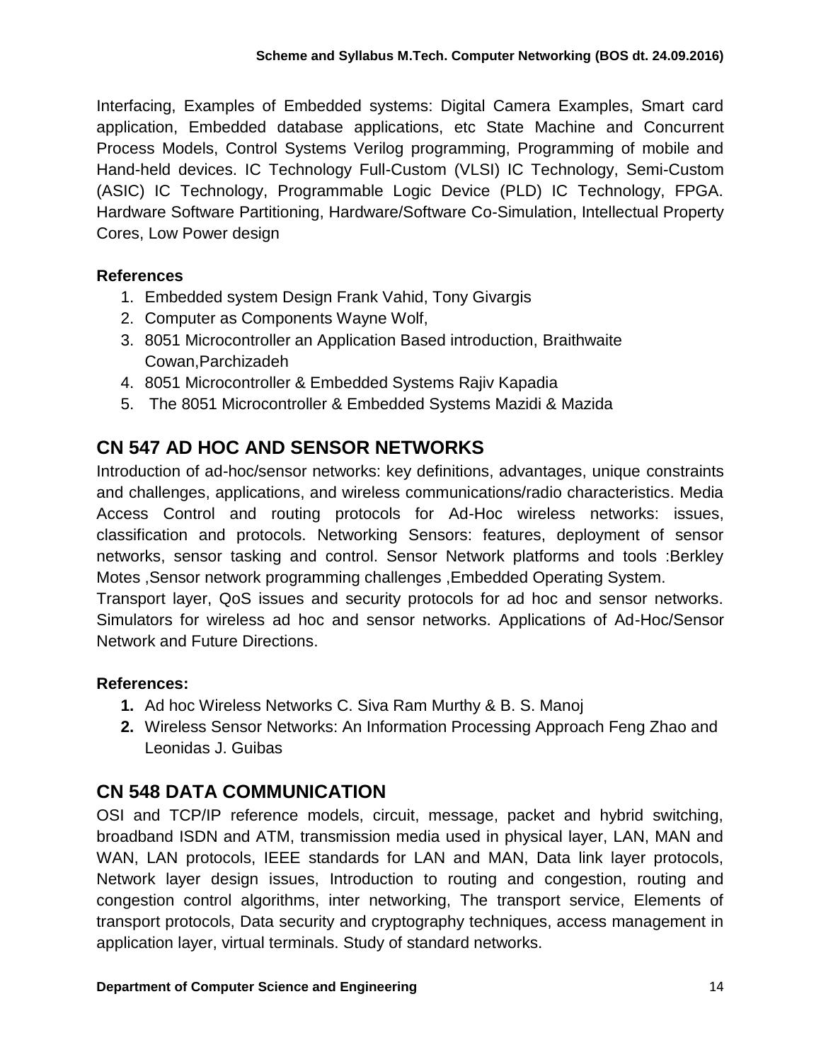Interfacing, Examples of Embedded systems: Digital Camera Examples, Smart card application, Embedded database applications, etc State Machine and Concurrent Process Models, Control Systems Verilog programming, Programming of mobile and Hand-held devices. IC Technology Full-Custom (VLSI) IC Technology, Semi-Custom (ASIC) IC Technology, Programmable Logic Device (PLD) IC Technology, FPGA. Hardware Software Partitioning, Hardware/Software Co-Simulation, Intellectual Property Cores, Low Power design

**References**

1. Embedded system Design Frank Vahid, Tony Givargis
2. Computer as Components Wayne Wolf,
3. 8051 Microcontroller an Application Based introduction, Braithwaite Cowan,Parchizadeh
4. 8051 Microcontroller & Embedded Systems Rajiv Kapadia
5. The 8051 Microcontroller & Embedded Systems Mazidi & Mazida

## CN 547 AD HOC AND SENSOR NETWORKS

Introduction of ad-hoc/sensor networks: key definitions, advantages, unique constraints and challenges, applications, and wireless communications/radio characteristics. Media Access Control and routing protocols for Ad-Hoc wireless networks: issues, classification and protocols. Networking Sensors: features, deployment of sensor networks, sensor tasking and control. Sensor Network platforms and tools :Berkley Motes ,Sensor network programming challenges ,Embedded Operating System.

Transport layer, QoS issues and security protocols for ad hoc and sensor networks. Simulators for wireless ad hoc and sensor networks. Applications of Ad-Hoc/Sensor Network and Future Directions.

**References:**

1. Ad hoc Wireless Networks C. Siva Ram Murthy & B. S. Manoj
2. Wireless Sensor Networks: An Information Processing Approach Feng Zhao and Leonidas J. Guibas

## CN 548 DATA COMMUNICATION

OSI and TCP/IP reference models, circuit, message, packet and hybrid switching, broadband ISDN and ATM, transmission media used in physical layer, LAN, MAN and WAN, LAN protocols, IEEE standards for LAN and MAN, Data link layer protocols, Network layer design issues, Introduction to routing and congestion, routing and congestion control algorithms, inter networking, The transport service, Elements of transport protocols, Data security and cryptography techniques, access management in application layer, virtual terminals. Study of standard networks.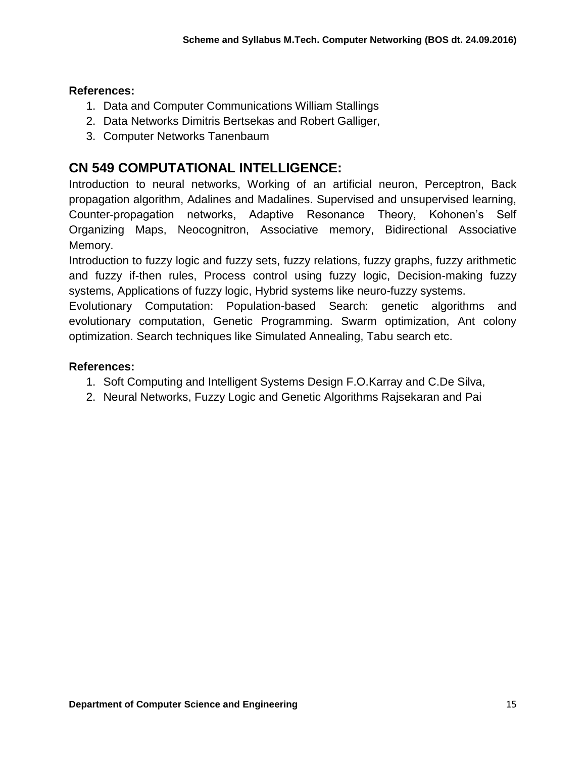**References:**

1. Data and Computer Communications William Stallings
2. Data Networks Dimitris Bertsekas and Robert Galliger,
3. Computer Networks Tanenbaum

## CN 549 COMPUTATIONAL INTELLIGENCE:

Introduction to neural networks, Working of an artificial neuron, Perceptron, Back propagation algorithm, Adalines and Madalines. Supervised and unsupervised learning, Counter-propagation networks, Adaptive Resonance Theory, Kohonen's Self Organizing Maps, Neocognitron, Associative memory, Bidirectional Associative Memory.

Introduction to fuzzy logic and fuzzy sets, fuzzy relations, fuzzy graphs, fuzzy arithmetic and fuzzy if-then rules, Process control using fuzzy logic, Decision-making fuzzy systems, Applications of fuzzy logic, Hybrid systems like neuro-fuzzy systems.

Evolutionary Computation: Population-based Search: genetic algorithms and evolutionary computation, Genetic Programming. Swarm optimization, Ant colony optimization. Search techniques like Simulated Annealing, Tabu search etc.

**References:**

1. Soft Computing and Intelligent Systems Design F.O.Karray and C.De Silva,
2. Neural Networks, Fuzzy Logic and Genetic Algorithms Rajsekaran and Pai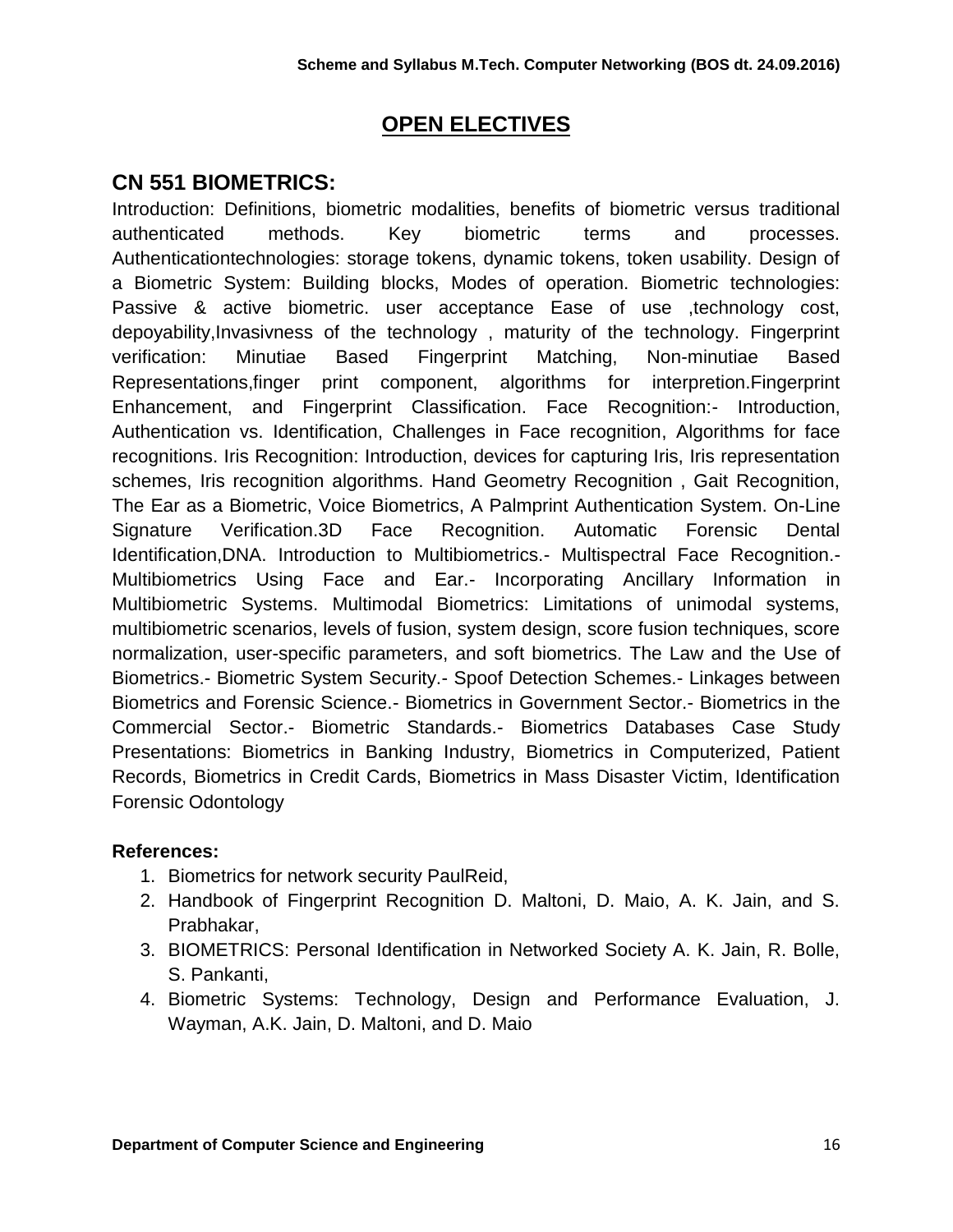# OPEN ELECTIVES

## CN 551 BIOMETRICS:

Introduction: Definitions, biometric modalities, benefits of biometric versus traditional authenticated methods. Key biometric terms and processes. Authenticationtechnologies: storage tokens, dynamic tokens, token usability. Design of a Biometric System: Building blocks, Modes of operation. Biometric technologies: Passive & active biometric. user acceptance Ease of use ,technology cost, depoyability,Invasivness of the technology , maturity of the technology. Fingerprint verification: Minutiae Based Fingerprint Matching, Non-minutiae Based Representations,finger print component, algorithms for interpretion.Fingerprint Enhancement, and Fingerprint Classification. Face Recognition:- Introduction, Authentication vs. Identification, Challenges in Face recognition, Algorithms for face recognitions. Iris Recognition: Introduction, devices for capturing Iris, Iris representation schemes, Iris recognition algorithms. Hand Geometry Recognition , Gait Recognition, The Ear as a Biometric, Voice Biometrics, A Palmprint Authentication System. On-Line Signature Verification.3D Face Recognition. Automatic Forensic Dental Identification,DNA. Introduction to Multibiometrics.- Multispectral Face Recognition.- Multibiometrics Using Face and Ear.- Incorporating Ancillary Information in Multibiometric Systems. Multimodal Biometrics: Limitations of unimodal systems, multibiometric scenarios, levels of fusion, system design, score fusion techniques, score normalization, user-specific parameters, and soft biometrics. The Law and the Use of Biometrics.- Biometric System Security.- Spoof Detection Schemes.- Linkages between Biometrics and Forensic Science.- Biometrics in Government Sector.- Biometrics in the Commercial Sector.- Biometric Standards.- Biometrics Databases Case Study Presentations: Biometrics in Banking Industry, Biometrics in Computerized, Patient Records, Biometrics in Credit Cards, Biometrics in Mass Disaster Victim, Identification Forensic Odontology

**References:**

1. Biometrics for network security PaulReid,
2. Handbook of Fingerprint Recognition D. Maltoni, D. Maio, A. K. Jain, and S. Prabhakar,
3. BIOMETRICS: Personal Identification in Networked Society A. K. Jain, R. Bolle, S. Pankanti,
4. Biometric Systems: Technology, Design and Performance Evaluation, J. Wayman, A.K. Jain, D. Maltoni, and D. Maio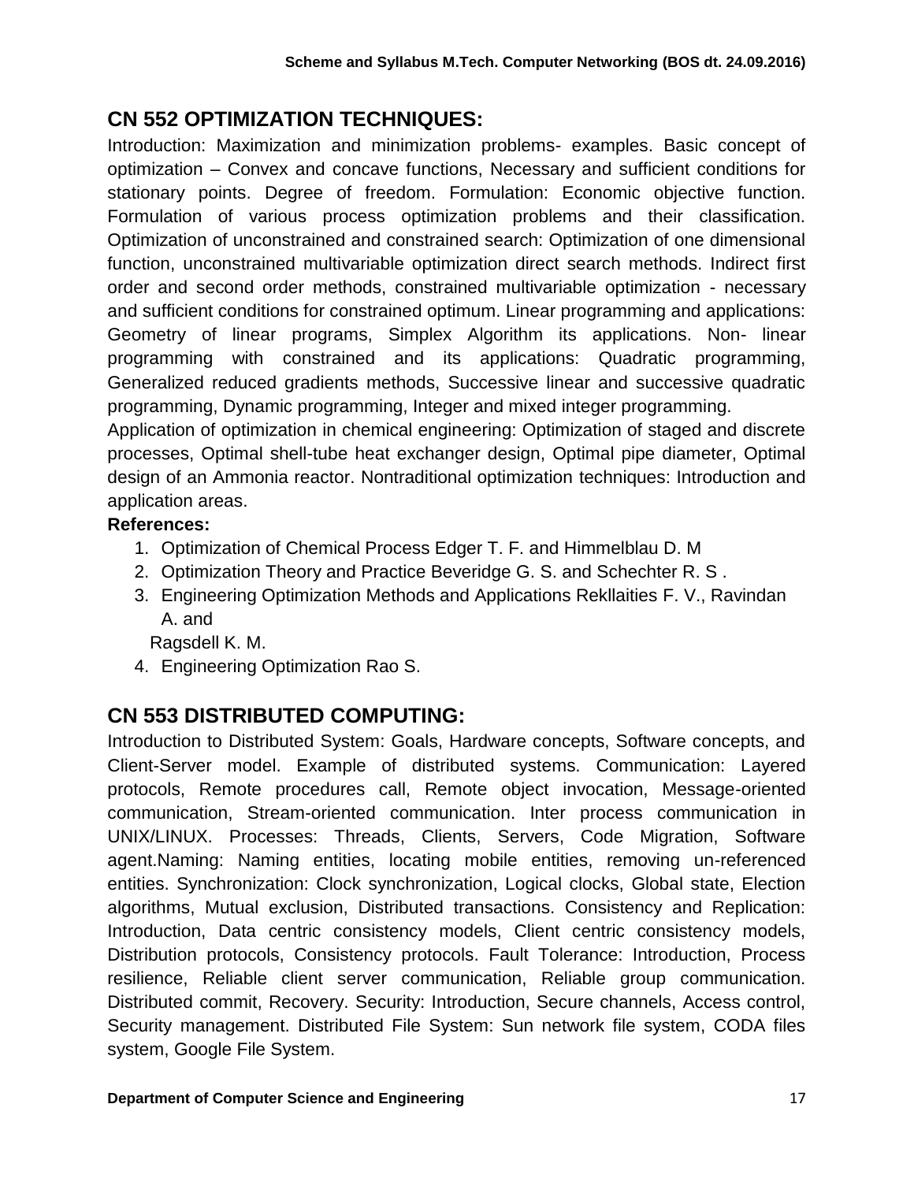## CN 552 OPTIMIZATION TECHNIQUES:

Introduction: Maximization and minimization problems- examples. Basic concept of optimization – Convex and concave functions, Necessary and sufficient conditions for stationary points. Degree of freedom. Formulation: Economic objective function. Formulation of various process optimization problems and their classification. Optimization of unconstrained and constrained search: Optimization of one dimensional function, unconstrained multivariable optimization direct search methods. Indirect first order and second order methods, constrained multivariable optimization - necessary and sufficient conditions for constrained optimum. Linear programming and applications: Geometry of linear programs, Simplex Algorithm its applications. Non- linear programming with constrained and its applications: Quadratic programming, Generalized reduced gradients methods, Successive linear and successive quadratic programming, Dynamic programming, Integer and mixed integer programming.

Application of optimization in chemical engineering: Optimization of staged and discrete processes, Optimal shell-tube heat exchanger design, Optimal pipe diameter, Optimal design of an Ammonia reactor. Nontraditional optimization techniques: Introduction and application areas.

**References:**

1. Optimization of Chemical Process Edger T. F. and Himmelblau D. M
2. Optimization Theory and Practice Beveridge G. S. and Schechter R. S .
3. Engineering Optimization Methods and Applications Rekllaities F. V., Ravindan A. and Ragsdell K. M.
4. Engineering Optimization Rao S.

## CN 553 DISTRIBUTED COMPUTING:

Introduction to Distributed System: Goals, Hardware concepts, Software concepts, and Client-Server model. Example of distributed systems. Communication: Layered protocols, Remote procedures call, Remote object invocation, Message-oriented communication, Stream-oriented communication. Inter process communication in UNIX/LINUX. Processes: Threads, Clients, Servers, Code Migration, Software agent.Naming: Naming entities, locating mobile entities, removing un-referenced entities. Synchronization: Clock synchronization, Logical clocks, Global state, Election algorithms, Mutual exclusion, Distributed transactions. Consistency and Replication: Introduction, Data centric consistency models, Client centric consistency models, Distribution protocols, Consistency protocols. Fault Tolerance: Introduction, Process resilience, Reliable client server communication, Reliable group communication. Distributed commit, Recovery. Security: Introduction, Secure channels, Access control, Security management. Distributed File System: Sun network file system, CODA files system, Google File System.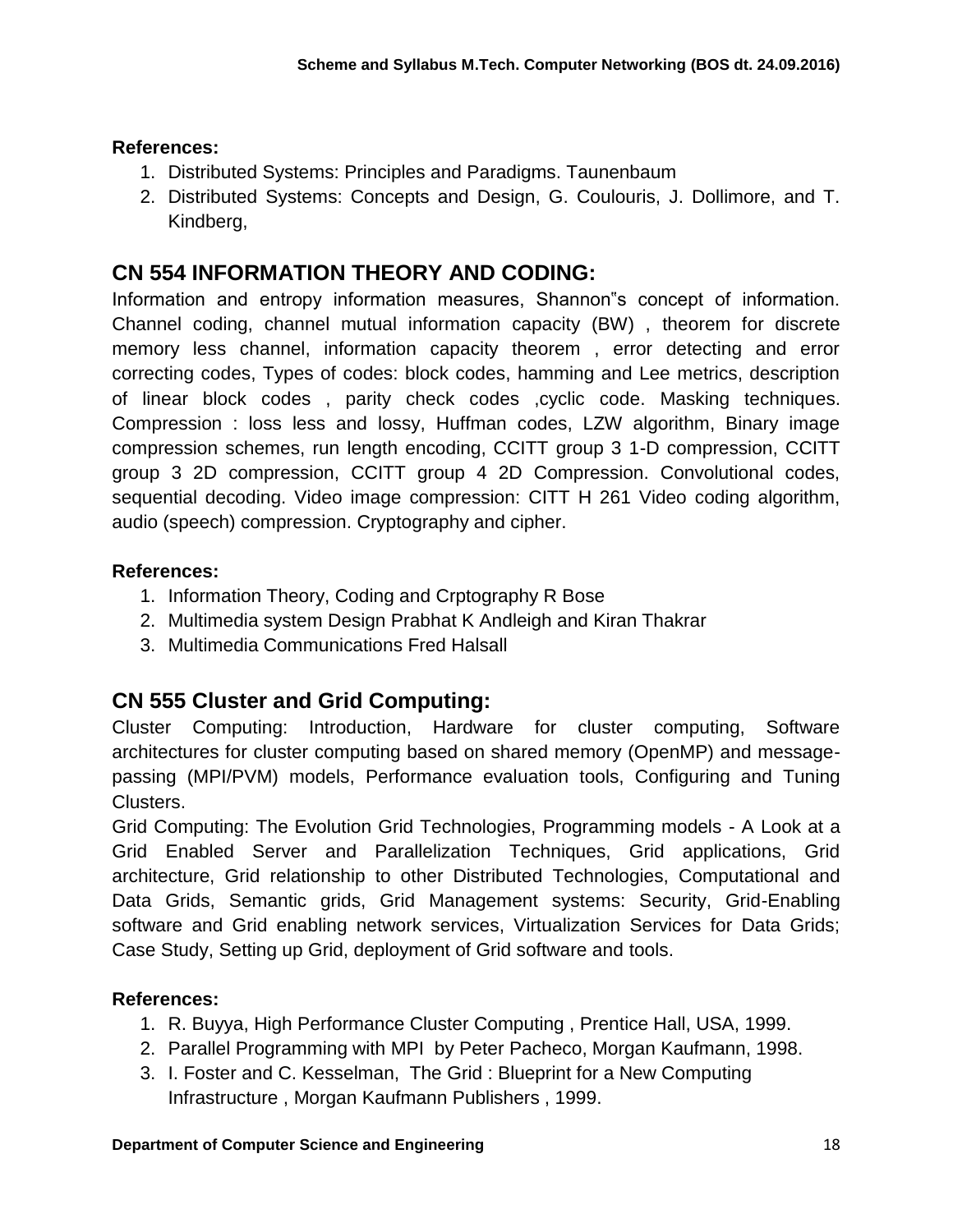**References:**

1. Distributed Systems: Principles and Paradigms. Taunenbaum
2. Distributed Systems: Concepts and Design, G. Coulouris, J. Dollimore, and T. Kindberg,

## CN 554 INFORMATION THEORY AND CODING:

Information and entropy information measures, Shannon"s concept of information. Channel coding, channel mutual information capacity (BW) , theorem for discrete memory less channel, information capacity theorem , error detecting and error correcting codes, Types of codes: block codes, hamming and Lee metrics, description of linear block codes , parity check codes ,cyclic code. Masking techniques. Compression : loss less and lossy, Huffman codes, LZW algorithm, Binary image compression schemes, run length encoding, CCITT group 3 1-D compression, CCITT group 3 2D compression, CCITT group 4 2D Compression. Convolutional codes, sequential decoding. Video image compression: CITT H 261 Video coding algorithm, audio (speech) compression. Cryptography and cipher.

**References:**

1. Information Theory, Coding and Crptography R Bose
2. Multimedia system Design Prabhat K Andleigh and Kiran Thakrar
3. Multimedia Communications Fred Halsall

## CN 555 Cluster and Grid Computing:

Cluster Computing: Introduction, Hardware for cluster computing, Software architectures for cluster computing based on shared memory (OpenMP) and message-passing (MPI/PVM) models, Performance evaluation tools, Configuring and Tuning Clusters.

Grid Computing: The Evolution Grid Technologies, Programming models - A Look at a Grid Enabled Server and Parallelization Techniques, Grid applications, Grid architecture, Grid relationship to other Distributed Technologies, Computational and Data Grids, Semantic grids, Grid Management systems: Security, Grid-Enabling software and Grid enabling network services, Virtualization Services for Data Grids; Case Study, Setting up Grid, deployment of Grid software and tools.

**References:**

1. R. Buyya, High Performance Cluster Computing , Prentice Hall, USA, 1999.
2. Parallel Programming with MPI by Peter Pacheco, Morgan Kaufmann, 1998.
3. I. Foster and C. Kesselman, The Grid : Blueprint for a New Computing Infrastructure , Morgan Kaufmann Publishers , 1999.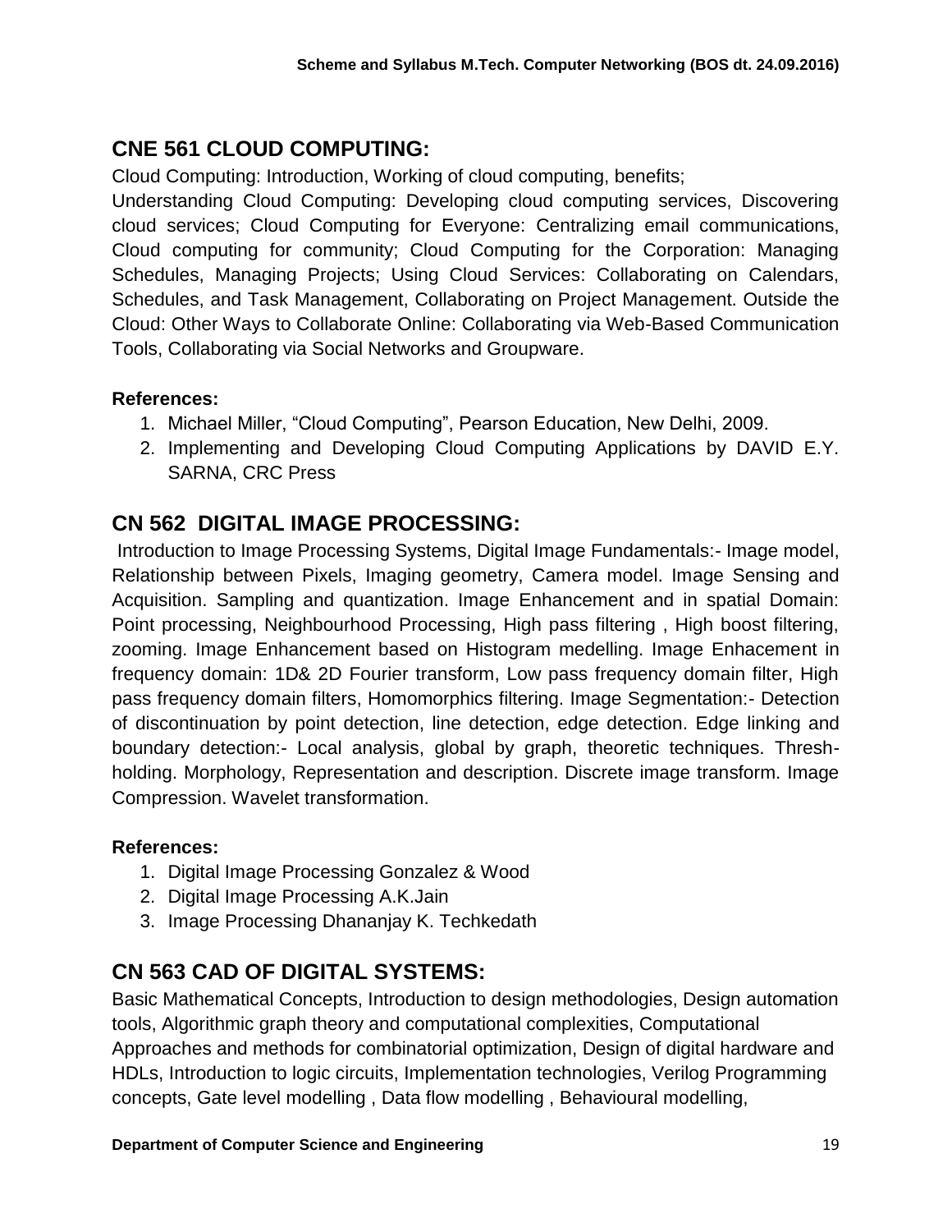## CNE 561 CLOUD COMPUTING:

Cloud Computing: Introduction, Working of cloud computing, benefits;
Understanding Cloud Computing: Developing cloud computing services, Discovering cloud services; Cloud Computing for Everyone: Centralizing email communications, Cloud computing for community; Cloud Computing for the Corporation: Managing Schedules, Managing Projects; Using Cloud Services: Collaborating on Calendars, Schedules, and Task Management, Collaborating on Project Management. Outside the Cloud: Other Ways to Collaborate Online: Collaborating via Web-Based Communication Tools, Collaborating via Social Networks and Groupware.

**References:**

1. Michael Miller, "Cloud Computing", Pearson Education, New Delhi, 2009.
2. Implementing and Developing Cloud Computing Applications by DAVID E.Y. SARNA, CRC Press

## CN 562 DIGITAL IMAGE PROCESSING:

Introduction to Image Processing Systems, Digital Image Fundamentals:- Image model, Relationship between Pixels, Imaging geometry, Camera model. Image Sensing and Acquisition. Sampling and quantization. Image Enhancement and in spatial Domain: Point processing, Neighbourhood Processing, High pass filtering , High boost filtering, zooming. Image Enhancement based on Histogram medelling. Image Enhacement in frequency domain: 1D& 2D Fourier transform, Low pass frequency domain filter, High pass frequency domain filters, Homomorphics filtering. Image Segmentation:- Detection of discontinuation by point detection, line detection, edge detection. Edge linking and boundary detection:- Local analysis, global by graph, theoretic techniques. Thresh-holding. Morphology, Representation and description. Discrete image transform. Image Compression. Wavelet transformation.

**References:**

1. Digital Image Processing Gonzalez & Wood
2. Digital Image Processing A.K.Jain
3. Image Processing Dhananjay K. Techkedath

## CN 563 CAD OF DIGITAL SYSTEMS:

Basic Mathematical Concepts, Introduction to design methodologies, Design automation tools, Algorithmic graph theory and computational complexities, Computational Approaches and methods for combinatorial optimization, Design of digital hardware and HDLs, Introduction to logic circuits, Implementation technologies, Verilog Programming concepts, Gate level modelling , Data flow modelling , Behavioural modelling,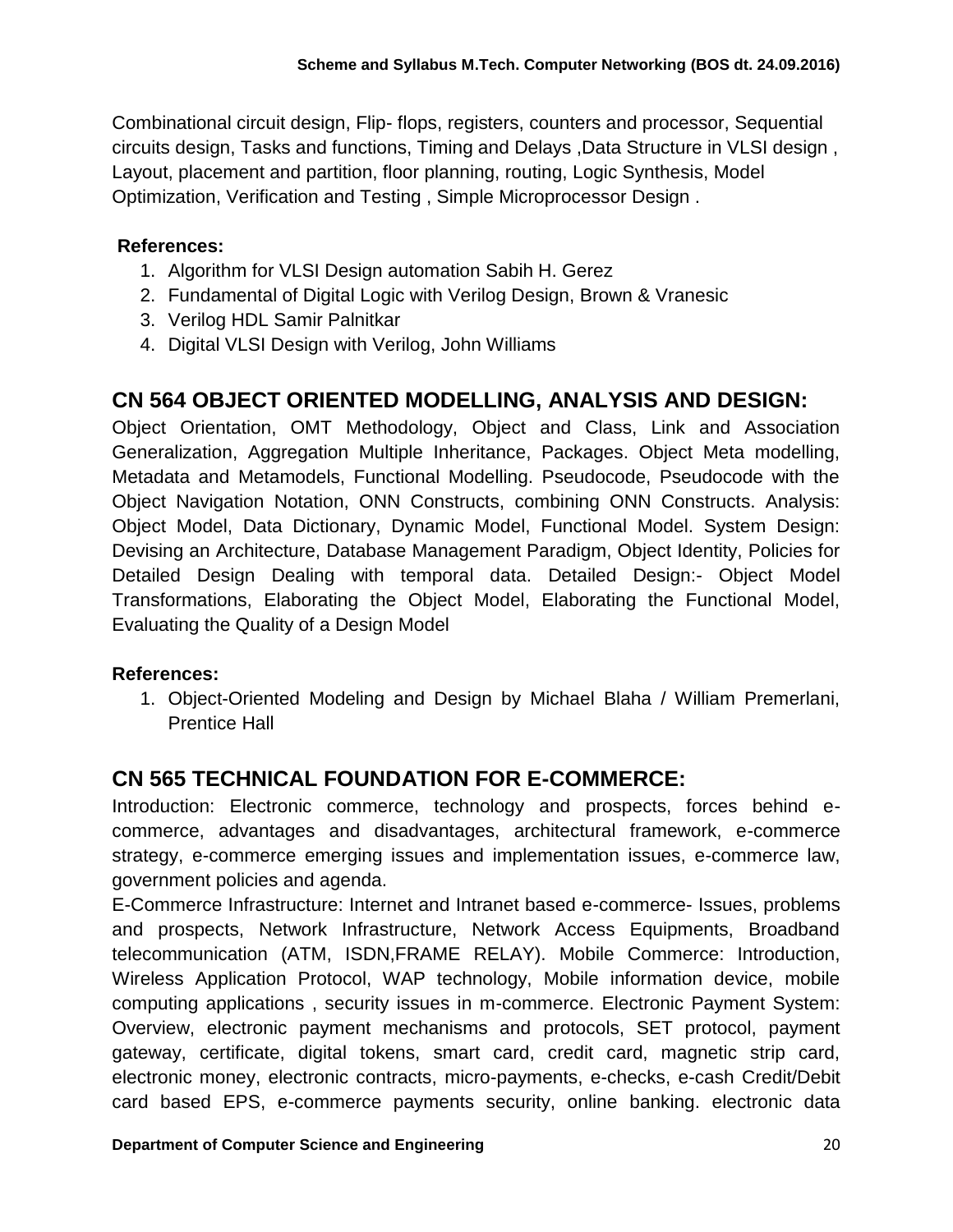Combinational circuit design, Flip- flops, registers, counters and processor, Sequential circuits design, Tasks and functions, Timing and Delays ,Data Structure in VLSI design , Layout, placement and partition, floor planning, routing, Logic Synthesis, Model Optimization, Verification and Testing , Simple Microprocessor Design .

**References:**

1. Algorithm for VLSI Design automation Sabih H. Gerez
2. Fundamental of Digital Logic with Verilog Design, Brown & Vranesic
3. Verilog HDL Samir Palnitkar
4. Digital VLSI Design with Verilog, John Williams

## CN 564 OBJECT ORIENTED MODELLING, ANALYSIS AND DESIGN:

Object Orientation, OMT Methodology, Object and Class, Link and Association Generalization, Aggregation Multiple Inheritance, Packages. Object Meta modelling, Metadata and Metamodels, Functional Modelling. Pseudocode, Pseudocode with the Object Navigation Notation, ONN Constructs, combining ONN Constructs. Analysis: Object Model, Data Dictionary, Dynamic Model, Functional Model. System Design: Devising an Architecture, Database Management Paradigm, Object Identity, Policies for Detailed Design Dealing with temporal data. Detailed Design:- Object Model Transformations, Elaborating the Object Model, Elaborating the Functional Model, Evaluating the Quality of a Design Model

**References:**

1. Object-Oriented Modeling and Design by Michael Blaha / William Premerlani, Prentice Hall

## CN 565 TECHNICAL FOUNDATION FOR E-COMMERCE:

Introduction: Electronic commerce, technology and prospects, forces behind e-commerce, advantages and disadvantages, architectural framework, e-commerce strategy, e-commerce emerging issues and implementation issues, e-commerce law, government policies and agenda.

E-Commerce Infrastructure: Internet and Intranet based e-commerce- Issues, problems and prospects, Network Infrastructure, Network Access Equipments, Broadband telecommunication (ATM, ISDN,FRAME RELAY). Mobile Commerce: Introduction, Wireless Application Protocol, WAP technology, Mobile information device, mobile computing applications , security issues in m-commerce. Electronic Payment System: Overview, electronic payment mechanisms and protocols, SET protocol, payment gateway, certificate, digital tokens, smart card, credit card, magnetic strip card, electronic money, electronic contracts, micro-payments, e-checks, e-cash Credit/Debit card based EPS, e-commerce payments security, online banking. electronic data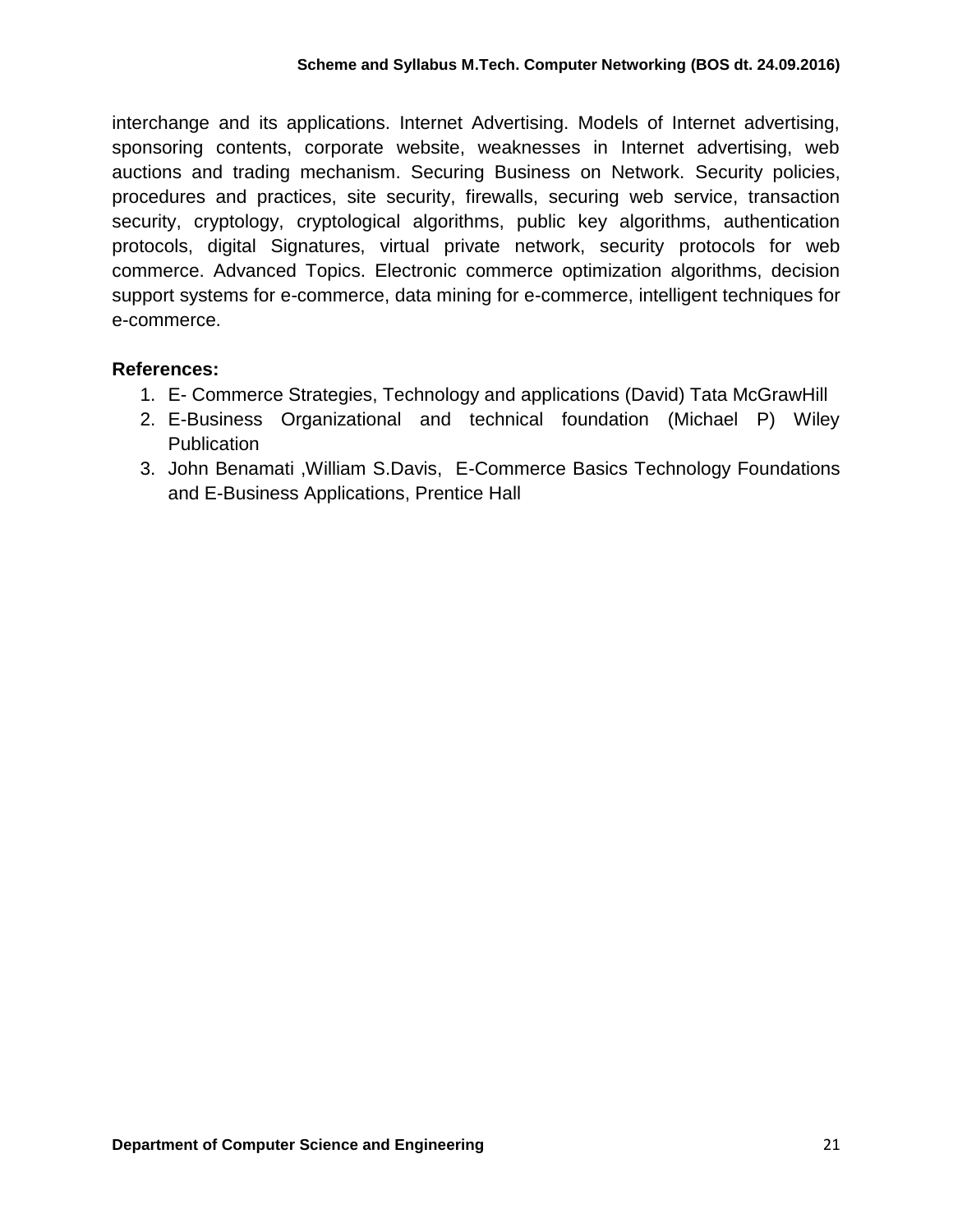interchange and its applications. Internet Advertising. Models of Internet advertising, sponsoring contents, corporate website, weaknesses in Internet advertising, web auctions and trading mechanism. Securing Business on Network. Security policies, procedures and practices, site security, firewalls, securing web service, transaction security, cryptology, cryptological algorithms, public key algorithms, authentication protocols, digital Signatures, virtual private network, security protocols for web commerce. Advanced Topics. Electronic commerce optimization algorithms, decision support systems for e-commerce, data mining for e-commerce, intelligent techniques for e-commerce.

**References:**

1. E- Commerce Strategies, Technology and applications (David) Tata McGrawHill
2. E-Business Organizational and technical foundation (Michael P) Wiley Publication
3. John Benamati ,William S.Davis, E-Commerce Basics Technology Foundations and E-Business Applications, Prentice Hall